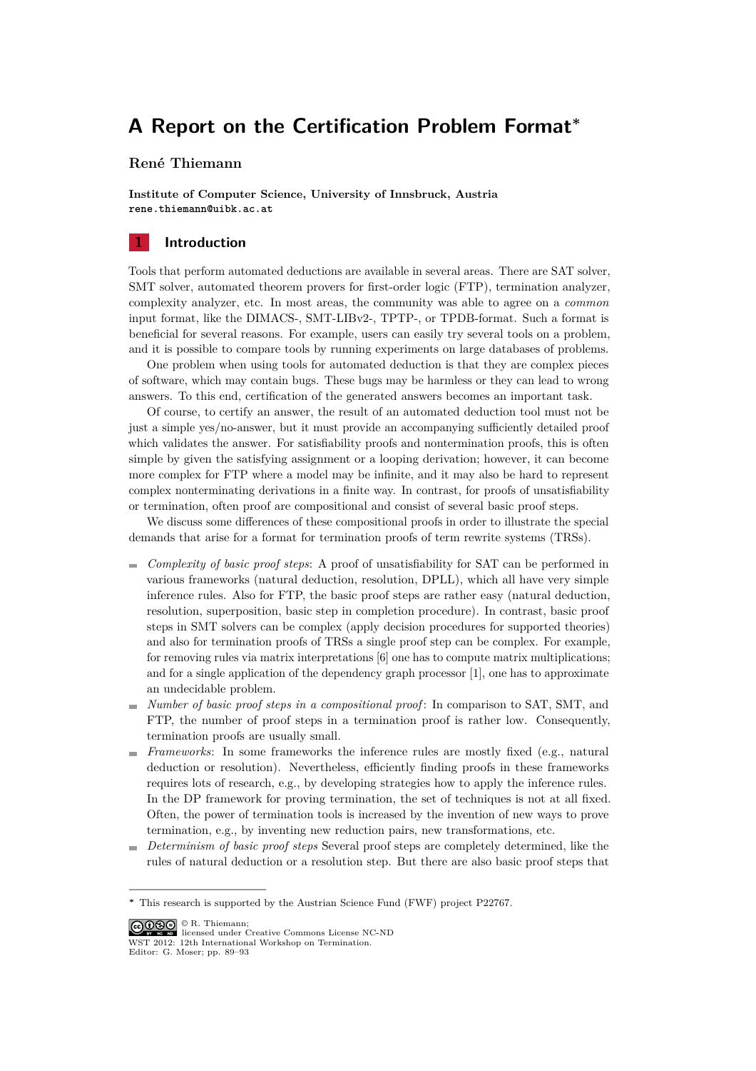# A Report on the Certification Problem Format*

**René Thiemann**

**Institute of Computer Science, University of Innsbruck, Austria**
`rene.thiemann@uibk.ac.at`

## 1 Introduction

Tools that perform automated deductions are available in several areas. There are SAT solver, SMT solver, automated theorem provers for first-order logic (FTP), termination analyzer, complexity analyzer, etc. In most areas, the community was able to agree on a *common* input format, like the DIMACS-, SMT-LIBv2-, TPTP-, or TPDB-format. Such a format is beneficial for several reasons. For example, users can easily try several tools on a problem, and it is possible to compare tools by running experiments on large databases of problems.

One problem when using tools for automated deduction is that they are complex pieces of software, which may contain bugs. These bugs may be harmless or they can lead to wrong answers. To this end, certification of the generated answers becomes an important task.

Of course, to certify an answer, the result of an automated deduction tool must not be just a simple yes/no-answer, but it must provide an accompanying sufficiently detailed proof which validates the answer. For satisfiability proofs and nontermination proofs, this is often simple by given the satisfying assignment or a looping derivation; however, it can become more complex for FTP where a model may be infinite, and it may also be hard to represent complex nonterminating derivations in a finite way. In contrast, for proofs of unsatisfiability or termination, often proof are compositional and consist of several basic proof steps.

We discuss some differences of these compositional proofs in order to illustrate the special demands that arise for a format for termination proofs of term rewrite systems (TRSs).

- *Complexity of basic proof steps*: A proof of unsatisfiability for SAT can be performed in various frameworks (natural deduction, resolution, DPLL), which all have very simple inference rules. Also for FTP, the basic proof steps are rather easy (natural deduction, resolution, superposition, basic step in completion procedure). In contrast, basic proof steps in SMT solvers can be complex (apply decision procedures for supported theories) and also for termination proofs of TRSs a single proof step can be complex. For example, for removing rules via matrix interpretations [6] one has to compute matrix multiplications; and for a single application of the dependency graph processor [1], one has to approximate an undecidable problem.
- *Number of basic proof steps in a compositional proof*: In comparison to SAT, SMT, and FTP, the number of proof steps in a termination proof is rather low. Consequently, termination proofs are usually small.
- *Frameworks*: In some frameworks the inference rules are mostly fixed (e.g., natural deduction or resolution). Nevertheless, efficiently finding proofs in these frameworks requires lots of research, e.g., by developing strategies how to apply the inference rules. In the DP framework for proving termination, the set of techniques is not at all fixed. Often, the power of termination tools is increased by the invention of new ways to prove termination, e.g., by inventing new reduction pairs, new transformations, etc.
- *Determinism of basic proof steps* Several proof steps are completely determined, like the rules of natural deduction or a resolution step. But there are also basic proof steps that

---

\* This research is supported by the Austrian Science Fund (FWF) project P22767.

© R. Thiemann;
licensed under Creative Commons License NC-ND
WST 2012: 12th International Workshop on Termination.
Editor: G. Moser; pp. 89–93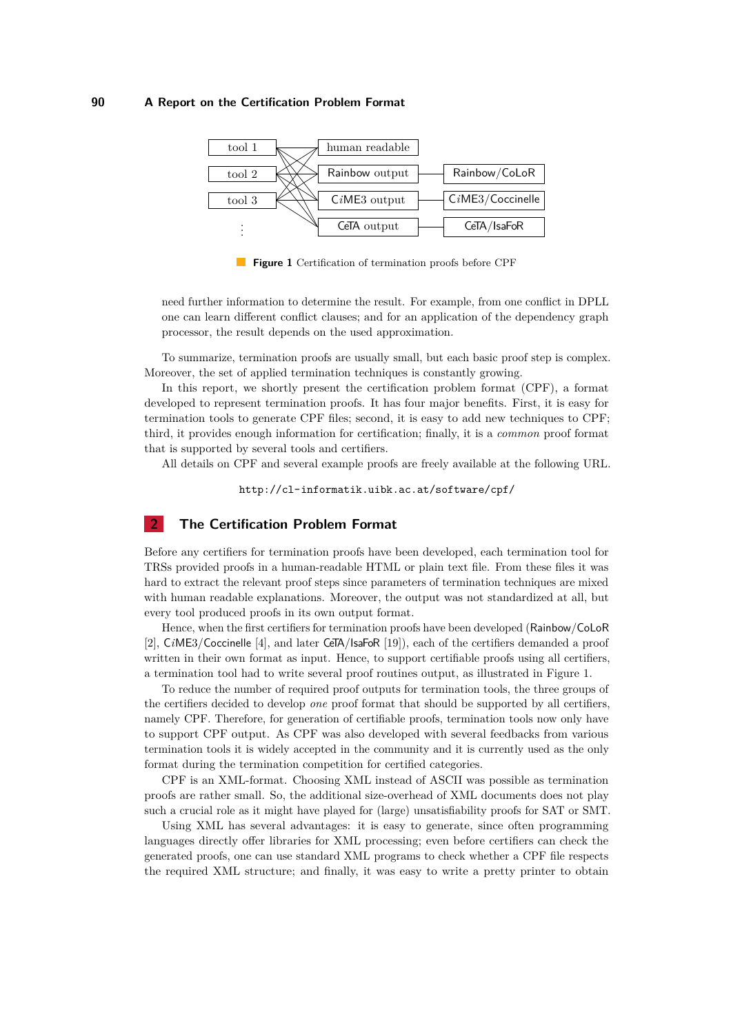Figure 1 Certification of termination proofs before CPF

need further information to determine the result. For example, from one conflict in DPLL one can learn different conflict clauses; and for an application of the dependency graph processor, the result depends on the used approximation.

To summarize, termination proofs are usually small, but each basic proof step is complex. Moreover, the set of applied termination techniques is constantly growing.

In this report, we shortly present the certification problem format (CPF), a format developed to represent termination proofs. It has four major benefits. First, it is easy for termination tools to generate CPF files; second, it is easy to add new techniques to CPF; third, it provides enough information for certification; finally, it is a *common* proof format that is supported by several tools and certifiers.

All details on CPF and several example proofs are freely available at the following URL.

http://cl-informatik.uibk.ac.at/software/cpf/

## 2 The Certification Problem Format

Before any certifiers for termination proofs have been developed, each termination tool for TRSs provided proofs in a human-readable HTML or plain text file. From these files it was hard to extract the relevant proof steps since parameters of termination techniques are mixed with human readable explanations. Moreover, the output was not standardized at all, but every tool produced proofs in its own output format.

Hence, when the first certifiers for termination proofs have been developed (Rainbow/CoLoR [2], C*i*ME3/Coccinelle [4], and later CeTA/IsaFoR [19]), each of the certifiers demanded a proof written in their own format as input. Hence, to support certifiable proofs using all certifiers, a termination tool had to write several proof routines output, as illustrated in Figure 1.

To reduce the number of required proof outputs for termination tools, the three groups of the certifiers decided to develop *one* proof format that should be supported by all certifiers, namely CPF. Therefore, for generation of certifiable proofs, termination tools now only have to support CPF output. As CPF was also developed with several feedbacks from various termination tools it is widely accepted in the community and it is currently used as the only format during the termination competition for certified categories.

CPF is an XML-format. Choosing XML instead of ASCII was possible as termination proofs are rather small. So, the additional size-overhead of XML documents does not play such a crucial role as it might have played for (large) unsatisfiability proofs for SAT or SMT.

Using XML has several advantages: it is easy to generate, since often programming languages directly offer libraries for XML processing; even before certifiers can check the generated proofs, one can use standard XML programs to check whether a CPF file respects the required XML structure; and finally, it was easy to write a pretty printer to obtain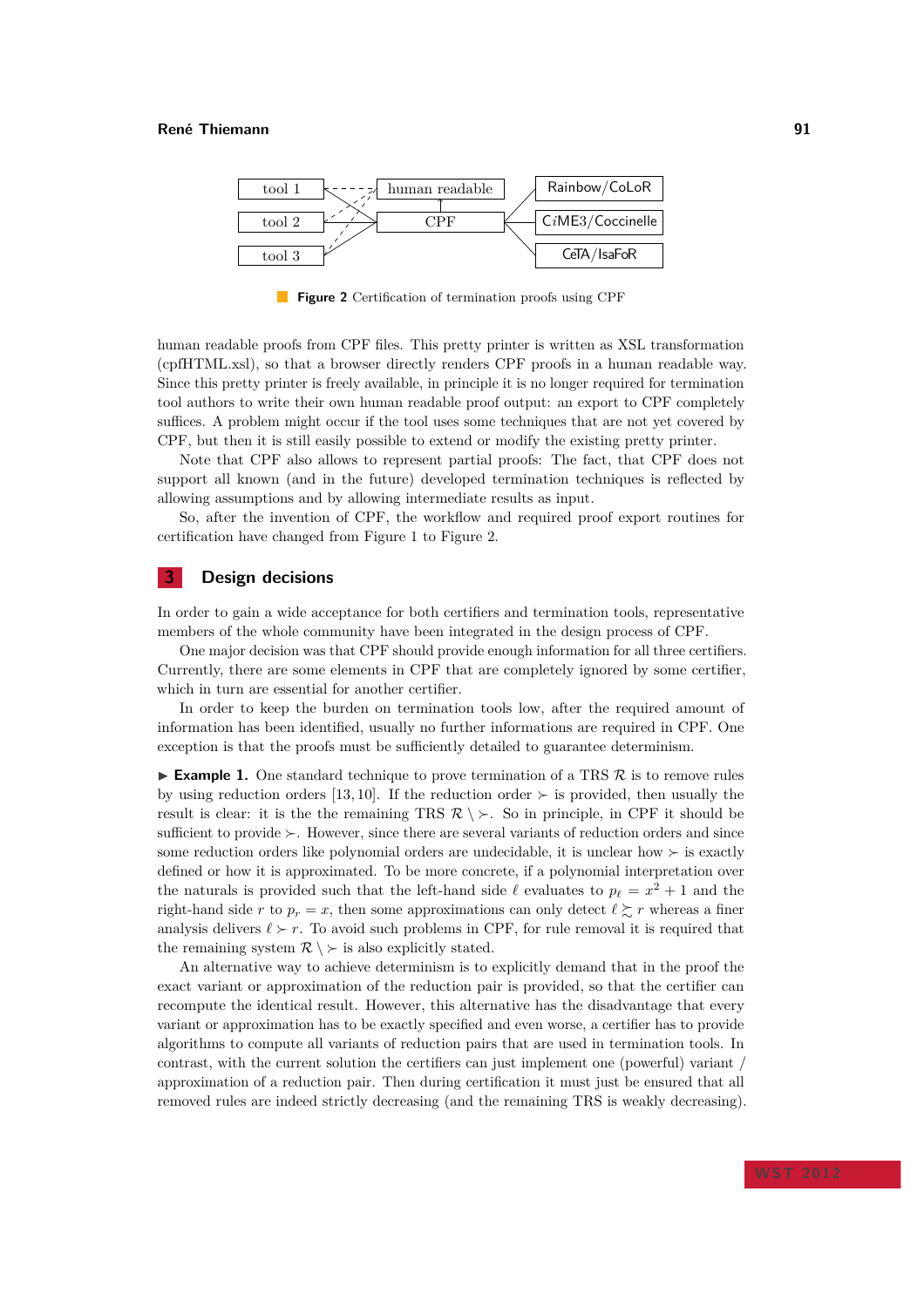Figure 2 Certification of termination proofs using CPF

human readable proofs from CPF files. This pretty printer is written as XSL transformation (cpfHTML.xsl), so that a browser directly renders CPF proofs in a human readable way. Since this pretty printer is freely available, in principle it is no longer required for termination tool authors to write their own human readable proof output: an export to CPF completely suffices. A problem might occur if the tool uses some techniques that are not yet covered by CPF, but then it is still easily possible to extend or modify the existing pretty printer.

Note that CPF also allows to represent partial proofs: The fact, that CPF does not support all known (and in the future) developed termination techniques is reflected by allowing assumptions and by allowing intermediate results as input.

So, after the invention of CPF, the workflow and required proof export routines for certification have changed from Figure 1 to Figure 2.

## 3 Design decisions

In order to gain a wide acceptance for both certifiers and termination tools, representative members of the whole community have been integrated in the design process of CPF.

One major decision was that CPF should provide enough information for all three certifiers. Currently, there are some elements in CPF that are completely ignored by some certifier, which in turn are essential for another certifier.

In order to keep the burden on termination tools low, after the required amount of information has been identified, usually no further informations are required in CPF. One exception is that the proofs must be sufficiently detailed to guarantee determinism.

▶ **Example 1.** One standard technique to prove termination of a TRS $\mathcal{R}$ is to remove rules by using reduction orders [13, 10]. If the reduction order $\succ$ is provided, then usually the result is clear: it is the the remaining TRS $\mathcal{R} \setminus \succ$. So in principle, in CPF it should be sufficient to provide $\succ$. However, since there are several variants of reduction orders and since some reduction orders like polynomial orders are undecidable, it is unclear how $\succ$ is exactly defined or how it is approximated. To be more concrete, if a polynomial interpretation over the naturals is provided such that the left-hand side $\ell$ evaluates to $p_\ell = x^2 + 1$ and the right-hand side $r$ to $p_r = x$, then some approximations can only detect $\ell \succsim r$ whereas a finer analysis delivers $\ell \succ r$. To avoid such problems in CPF, for rule removal it is required that the remaining system $\mathcal{R} \setminus \succ$ is also explicitly stated.

An alternative way to achieve determinism is to explicitly demand that in the proof the exact variant or approximation of the reduction pair is provided, so that the certifier can recompute the identical result. However, this alternative has the disadvantage that every variant or approximation has to be exactly specified and even worse, a certifier has to provide algorithms to compute all variants of reduction pairs that are used in termination tools. In contrast, with the current solution the certifiers can just implement one (powerful) variant / approximation of a reduction pair. Then during certification it must just be ensured that all removed rules are indeed strictly decreasing (and the remaining TRS is weakly decreasing).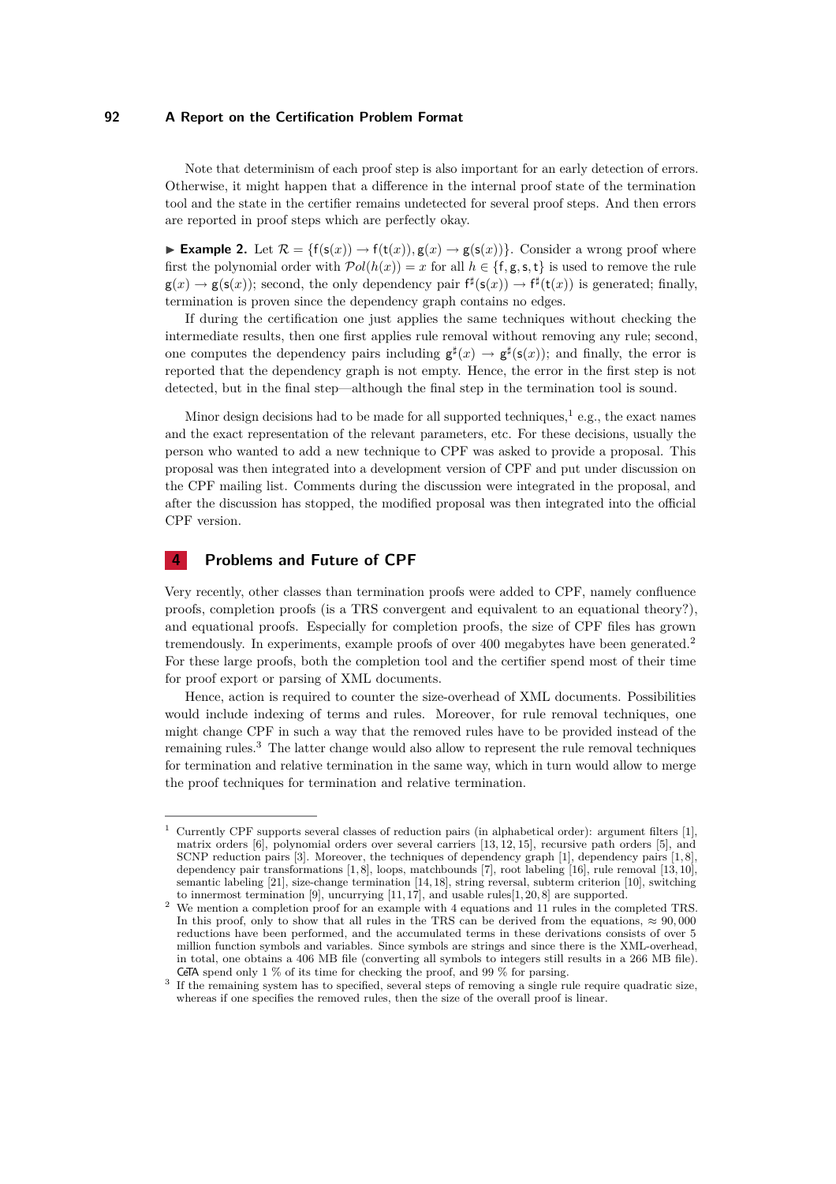Note that determinism of each proof step is also important for an early detection of errors. Otherwise, it might happen that a difference in the internal proof state of the termination tool and the state in the certifier remains undetected for several proof steps. And then errors are reported in proof steps which are perfectly okay.

▶ **Example 2.** Let $\mathcal{R} = \{\mathsf{f}(\mathsf{s}(x)) \to \mathsf{f}(\mathsf{t}(x)), \mathsf{g}(x) \to \mathsf{g}(\mathsf{s}(x))\}$. Consider a wrong proof where first the polynomial order with $\mathcal{P}ol(h(x)) = x$ for all $h \in \{\mathsf{f}, \mathsf{g}, \mathsf{s}, \mathsf{t}\}$ is used to remove the rule $\mathsf{g}(x) \to \mathsf{g}(\mathsf{s}(x))$; second, the only dependency pair $\mathsf{f}^\sharp(\mathsf{s}(x)) \to \mathsf{f}^\sharp(\mathsf{t}(x))$ is generated; finally, termination is proven since the dependency graph contains no edges.

If during the certification one just applies the same techniques without checking the intermediate results, then one first applies rule removal without removing any rule; second, one computes the dependency pairs including $\mathsf{g}^\sharp(x) \to \mathsf{g}^\sharp(\mathsf{s}(x))$; and finally, the error is reported that the dependency graph is not empty. Hence, the error in the first step is not detected, but in the final step—although the final step in the termination tool is sound.

Minor design decisions had to be made for all supported techniques,[1] e.g., the exact names and the exact representation of the relevant parameters, etc. For these decisions, usually the person who wanted to add a new technique to CPF was asked to provide a proposal. This proposal was then integrated into a development version of CPF and put under discussion on the CPF mailing list. Comments during the discussion were integrated in the proposal, and after the discussion has stopped, the modified proposal was then integrated into the official CPF version.

## 4 Problems and Future of CPF

Very recently, other classes than termination proofs were added to CPF, namely confluence proofs, completion proofs (is a TRS convergent and equivalent to an equational theory?), and equational proofs. Especially for completion proofs, the size of CPF files has grown tremendously. In experiments, example proofs of over 400 megabytes have been generated.[2] For these large proofs, both the completion tool and the certifier spend most of their time for proof export or parsing of XML documents.

Hence, action is required to counter the size-overhead of XML documents. Possibilities would include indexing of terms and rules. Moreover, for rule removal techniques, one might change CPF in such a way that the removed rules have to be provided instead of the remaining rules.[3] The latter change would also allow to represent the rule removal techniques for termination and relative termination in the same way, which in turn would allow to merge the proof techniques for termination and relative termination.

---

[1] Currently CPF supports several classes of reduction pairs (in alphabetical order): argument filters [1], matrix orders [6], polynomial orders over several carriers [13, 12, 15], recursive path orders [5], and SCNP reduction pairs [3]. Moreover, the techniques of dependency graph [1], dependency pairs [1, 8], dependency pair transformations [1, 8], loops, matchbounds [7], root labeling [16], rule removal [13, 10], semantic labeling [21], size-change termination [14, 18], string reversal, subterm criterion [10], switching to innermost termination [9], uncurrying [11, 17], and usable rules[1, 20, 8] are supported.

[2] We mention a completion proof for an example with 4 equations and 11 rules in the completed TRS. In this proof, only to show that all rules in the TRS can be derived from the equations, $\approx 90,000$ reductions have been performed, and the accumulated terms in these derivations consists of over 5 million function symbols and variables. Since symbols are strings and since there is the XML-overhead, in total, one obtains a 406 MB file (converting all symbols to integers still results in a 266 MB file). CeTA spend only 1 % of its time for checking the proof, and 99 % for parsing.

[3] If the remaining system has to specified, several steps of removing a single rule require quadratic size, whereas if one specifies the removed rules, then the size of the overall proof is linear.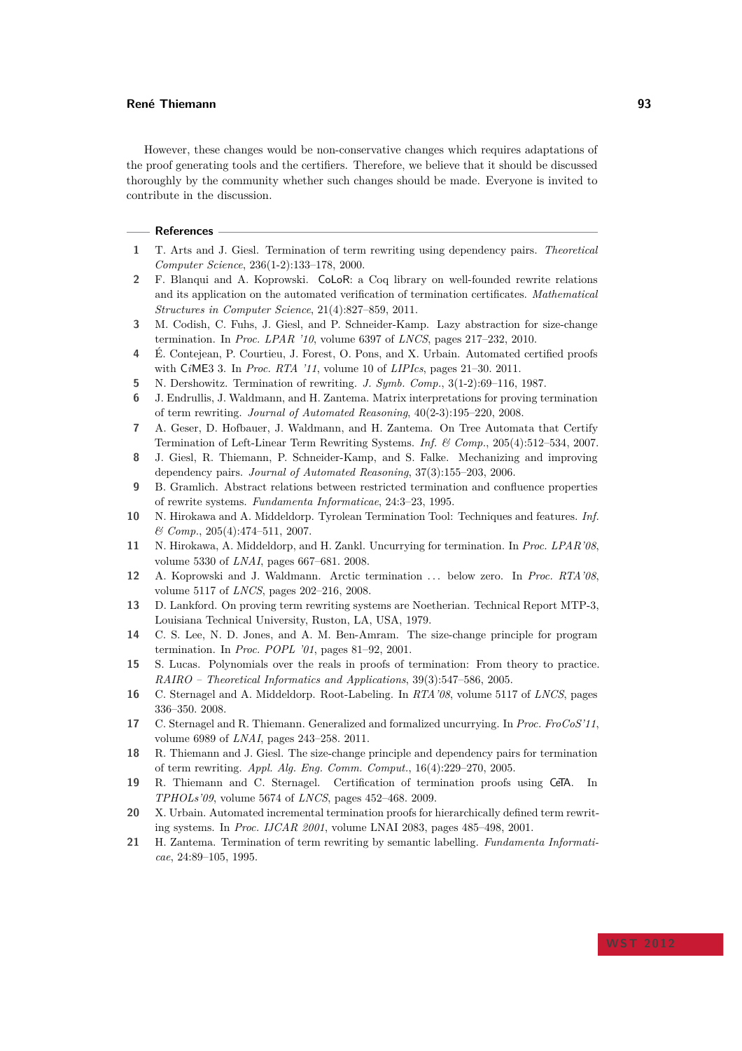However, these changes would be non-conservative changes which requires adaptations of the proof generating tools and the certifiers. Therefore, we believe that it should be discussed thoroughly by the community whether such changes should be made. Everyone is invited to contribute in the discussion.

## References

1. T. Arts and J. Giesl. Termination of term rewriting using dependency pairs. *Theoretical Computer Science*, 236(1-2):133–178, 2000.
2. F. Blanqui and A. Koprowski. CoLoR: a Coq library on well-founded rewrite relations and its application on the automated verification of termination certificates. *Mathematical Structures in Computer Science*, 21(4):827–859, 2011.
3. M. Codish, C. Fuhs, J. Giesl, and P. Schneider-Kamp. Lazy abstraction for size-change termination. In *Proc. LPAR '10*, volume 6397 of *LNCS*, pages 217–232, 2010.
4. É. Contejean, P. Courtieu, J. Forest, O. Pons, and X. Urbain. Automated certified proofs with C*i*ME3 3. In *Proc. RTA '11*, volume 10 of *LIPIcs*, pages 21–30. 2011.
5. N. Dershowitz. Termination of rewriting. *J. Symb. Comp.*, 3(1-2):69–116, 1987.
6. J. Endrullis, J. Waldmann, and H. Zantema. Matrix interpretations for proving termination of term rewriting. *Journal of Automated Reasoning*, 40(2-3):195–220, 2008.
7. A. Geser, D. Hofbauer, J. Waldmann, and H. Zantema. On Tree Automata that Certify Termination of Left-Linear Term Rewriting Systems. *Inf. & Comp.*, 205(4):512–534, 2007.
8. J. Giesl, R. Thiemann, P. Schneider-Kamp, and S. Falke. Mechanizing and improving dependency pairs. *Journal of Automated Reasoning*, 37(3):155–203, 2006.
9. B. Gramlich. Abstract relations between restricted termination and confluence properties of rewrite systems. *Fundamenta Informaticae*, 24:3–23, 1995.
10. N. Hirokawa and A. Middeldorp. Tyrolean Termination Tool: Techniques and features. *Inf. & Comp.*, 205(4):474–511, 2007.
11. N. Hirokawa, A. Middeldorp, and H. Zankl. Uncurrying for termination. In *Proc. LPAR'08*, volume 5330 of *LNAI*, pages 667–681. 2008.
12. A. Koprowski and J. Waldmann. Arctic termination ... below zero. In *Proc. RTA'08*, volume 5117 of *LNCS*, pages 202–216, 2008.
13. D. Lankford. On proving term rewriting systems are Noetherian. Technical Report MTP-3, Louisiana Technical University, Ruston, LA, USA, 1979.
14. C. S. Lee, N. D. Jones, and A. M. Ben-Amram. The size-change principle for program termination. In *Proc. POPL '01*, pages 81–92, 2001.
15. S. Lucas. Polynomials over the reals in proofs of termination: From theory to practice. *RAIRO – Theoretical Informatics and Applications*, 39(3):547–586, 2005.
16. C. Sternagel and A. Middeldorp. Root-Labeling. In *RTA'08*, volume 5117 of *LNCS*, pages 336–350. 2008.
17. C. Sternagel and R. Thiemann. Generalized and formalized uncurrying. In *Proc. FroCoS'11*, volume 6989 of *LNAI*, pages 243–258. 2011.
18. R. Thiemann and J. Giesl. The size-change principle and dependency pairs for termination of term rewriting. *Appl. Alg. Eng. Comm. Comput.*, 16(4):229–270, 2005.
19. R. Thiemann and C. Sternagel. Certification of termination proofs using CeTA. In *TPHOLs'09*, volume 5674 of *LNCS*, pages 452–468. 2009.
20. X. Urbain. Automated incremental termination proofs for hierarchically defined term rewriting systems. In *Proc. IJCAR 2001*, volume LNAI 2083, pages 485–498, 2001.
21. H. Zantema. Termination of term rewriting by semantic labelling. *Fundamenta Informaticae*, 24:89–105, 1995.